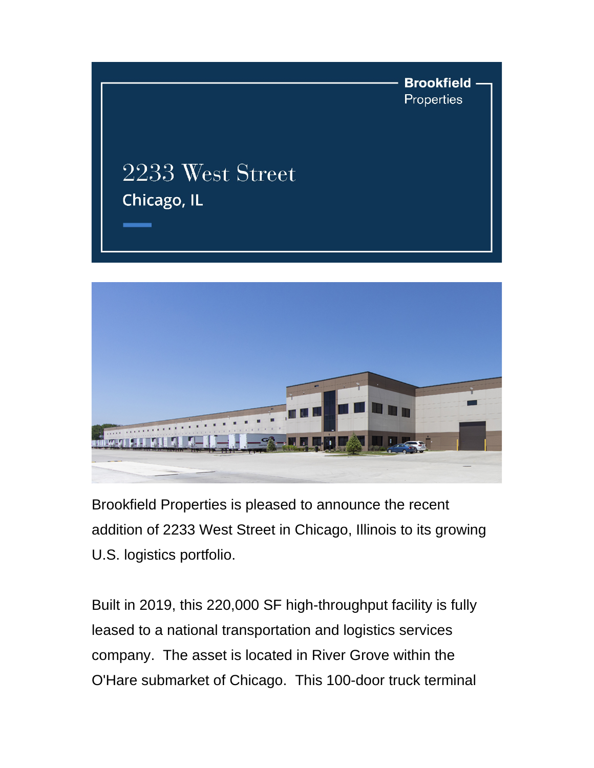Brookfield Properties

# 2233 West Street

## Chicago, IL

Brookfield Properties is pleased to announce the recent addition of 2233 West Street in Chicago, Illinois to its growing U.S. logistics portfolio.

Built in 2019, this 220,000 SF high-throughput facility is fully leased to a national transportation and logistics services company. The asset is located in River Grove within the O'Hare submarket of Chicago. This 100-door truck terminal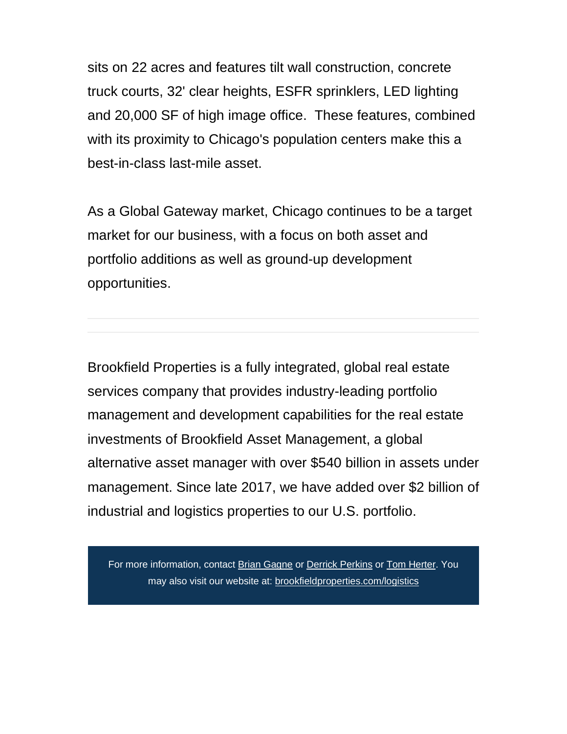sits on 22 acres and features tilt wall construction, concrete truck courts, 32' clear heights, ESFR sprinklers, LED lighting and 20,000 SF of high image office. These features, combined with its proximity to Chicago's population centers make this a best-in-class last-mile asset.

As a Global Gateway market, Chicago continues to be a target market for our business, with a focus on both asset and portfolio additions as well as ground-up development opportunities.

---

Brookfield Properties is a fully integrated, global real estate services company that provides industry-leading portfolio management and development capabilities for the real estate investments of Brookfield Asset Management, a global alternative asset manager with over $540 billion in assets under management. Since late 2017, we have added over $2 billion of industrial and logistics properties to our U.S. portfolio.

For more information, contact Brian Gagne or Derrick Perkins or Tom Herter. You may also visit our website at: brookfieldproperties.com/logistics